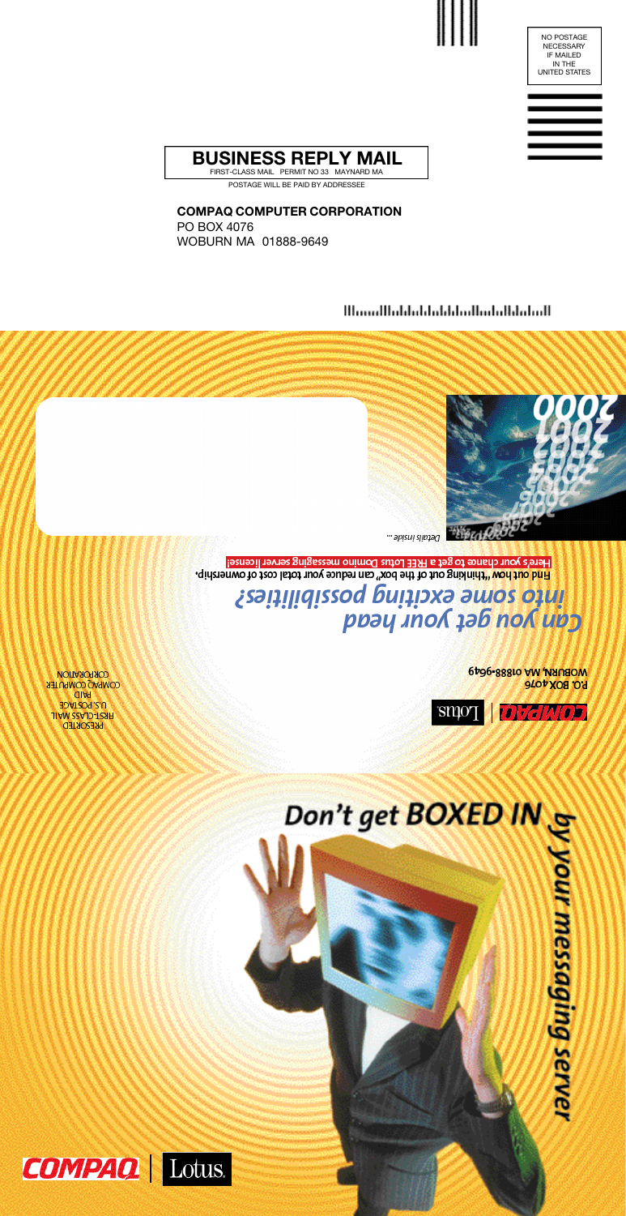NO POSTAGE NECESSARY IF MAILED IN THE UNITED STATES

## BUSINESS REPLY MAIL

FIRST-CLASS MAIL PERMIT NO 33 MAYNARD MA

POSTAGE WILL BE PAID BY ADDRESSEE

**COMPAQ COMPUTER CORPORATION**
PO BOX 4076
WOBURN MA 01888-9649

Details inside ...

**Here's your chance to get a FREE Lotus Domino messaging server license!**

**Find out how "thinking out of the box" can reduce your total cost of ownership.**

# *Can you get your head into some exciting possibilities?*

COMPAQ | Lotus

**P.O. BOX 4076**
**WOBURN, MA 01888-9649**

PRESORTED
FIRST-CLASS MAIL
U.S. POSTAGE
PAID
COMPAQ COMPUTER
CORPORATION

# Don't get BOXED IN by your messaging server

COMPAQ | Lotus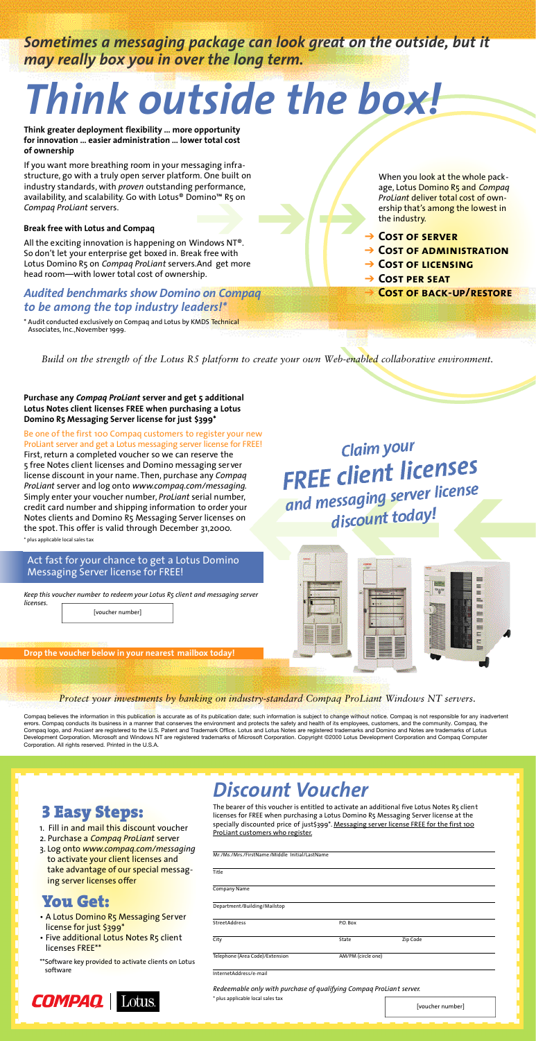*Sometimes a messaging package can look great on the outside, but it may really box you in over the long term.*

# *Think outside the box!*

**Think greater deployment flexibility ... more opportunity for innovation ... easier administration ... lower total cost of ownership**

If you want more breathing room in your messaging infrastructure, go with a truly open server platform. One built on industry standards, with *proven* outstanding performance, availability, and scalability. Go with Lotus® Domino™ R5 on *Compaq ProLiant* servers.

**Break free with Lotus and Compaq**

All the exciting innovation is happening on Windows NT®. So don't let your enterprise get boxed in. Break free with Lotus Domino R5 on *Compaq ProLiant* servers.And get more head room—with lower total cost of ownership.

### *Audited benchmarks show Domino on Compaq to be among the top industry leaders!**

* Audit conducted exclusively on Compaq and Lotus by KMDS Technical Associates, Inc.,November 1999.

When you look at the whole package, Lotus Domino R5 and *Compaq ProLiant* deliver total cost of ownership that's among the lowest in the industry.

- → **Cost of server**
- → **Cost of administration**
- → **Cost of licensing**
- → **Cost per seat**
- → **Cost of back-up/restore**

*Build on the strength of the Lotus R5 platform to create your own Web-enabled collaborative environment.*

**Purchase any *Compaq ProLiant* server and get 5 additional Lotus Notes client licenses FREE when purchasing a Lotus Domino R5 Messaging Server license for just $399***

Be one of the first 100 Compaq customers to register your new ProLiant server and get a Lotus messaging server license for FREE! First, return a completed voucher so we can reserve the 5 free Notes client licenses and Domino messaging server license discount in your name. Then, purchase any *Compaq ProLiant* server and log onto *www.compaq.com/messaging*. Simply enter your voucher number, *ProLiant* serial number, credit card number and shipping information to order your Notes clients and Domino R5 Messaging Server licenses on the spot. This offer is valid through December 31,2000.

* plus applicable local sales tax

## *Claim your FREE client licenses and messaging server license discount today!*

Act fast for your chance to get a Lotus Domino Messaging Server license for FREE!

*Keep this voucher number to redeem your Lotus R5 client and messaging server licenses.*

[voucher number]

**Drop the voucher below in your nearest mailbox today!**

*Protect your investments by banking on industry-standard Compaq ProLiant Windows NT servers.*

Compaq believes the information in this publication is accurate as of its publication date; such information is subject to change without notice. Compaq is not responsible for any inadvertent errors. Compaq conducts its business in a manner that conserves the environment and protects the safety and health of its employees, customers, and the community. Compaq, the Compaq logo, and *ProLiant* are registered to the U.S. Patent and Trademark Office. Lotus and Lotus Notes are registered trademarks and Domino and Notes are trademarks of Lotus Development Corporation. Microsoft and Windows NT are registered trademarks of Microsoft Corporation. Copyright ©2000 Lotus Development Corporation and Compaq Computer Corporation. All rights reserved. Printed in the U.S.A.

## 3 Easy Steps:

1. Fill in and mail this discount voucher
2. Purchase a *Compaq ProLiant* server
3. Log onto *www.compaq.com/messaging* to activate your client licenses and take advantage of our special messaging server licenses offer

## You Get:

- A Lotus Domino R5 Messaging Server license for just $399*
- Five additional Lotus Notes R5 client licenses FREE**

**Software key provided to activate clients on Lotus software

COMPAQ | Lotus.

# *Discount Voucher*

The bearer of this voucher is entitled to activate an additional five Lotus Notes R5 client licenses for FREE when purchasing a Lotus Domino R5 Messaging Server license at the specially discounted price of just$399*. Messaging server license FREE for the first 100 ProLiant customers who register.

Mr./Ms./Mrs./FirstName/Middle Initial/LastName

Title

Company Name

Department/Building/Mailstop

StreetAddress | P.O. Box

City | State | Zip Code

Telephone (Area Code)/Extension | AM/PM (circle one)

InternetAddress/e-mail

*Redeemable only with purchase of qualifying Compaq ProLiant server.*

* plus applicable local sales tax

[voucher number]